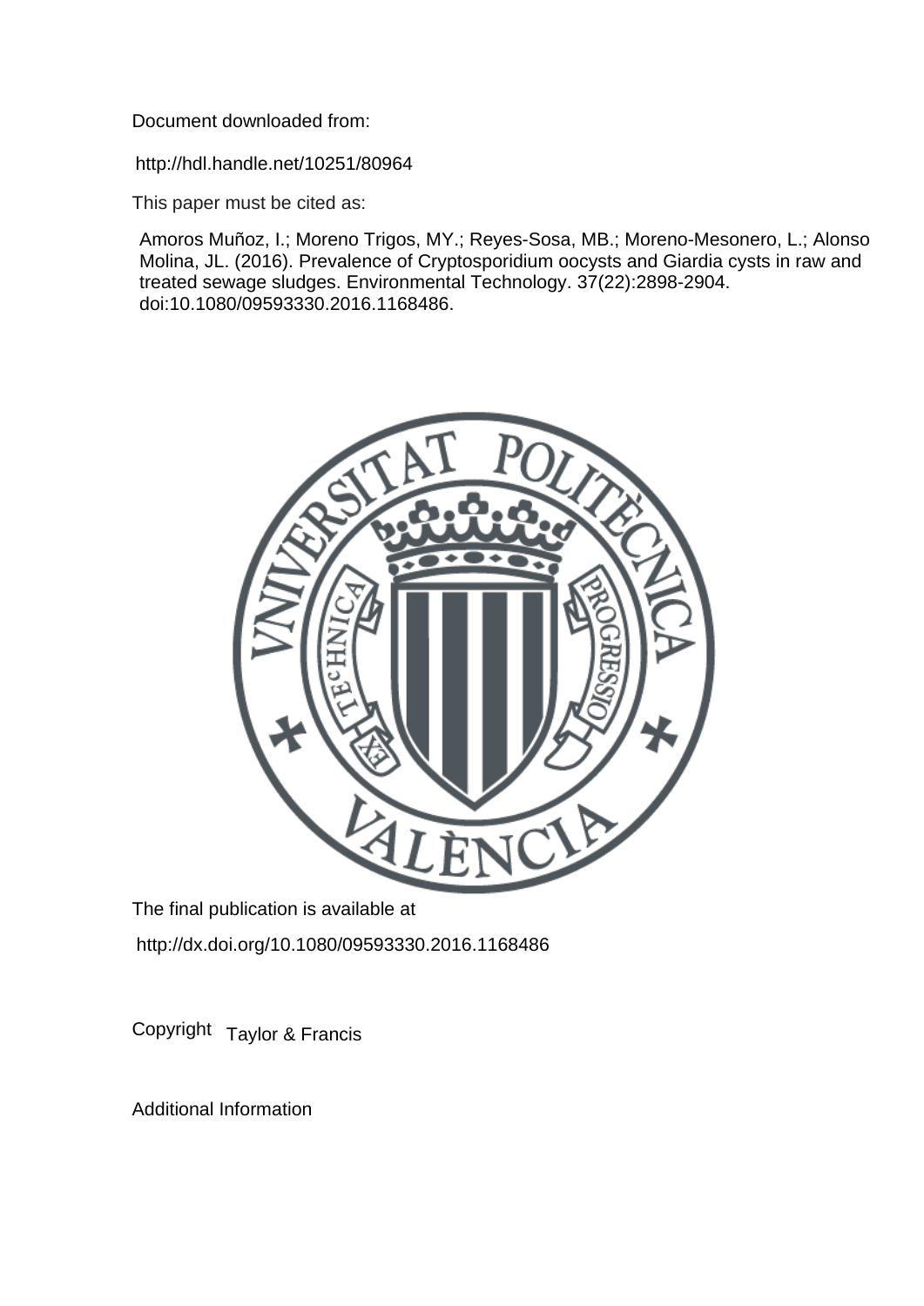Document downloaded from:

http://hdl.handle.net/10251/80964

This paper must be cited as:

Amoros Muñoz, I.; Moreno Trigos, MY.; Reyes-Sosa, MB.; Moreno-Mesonero, L.; Alonso Molina, JL. (2016). Prevalence of Cryptosporidium oocysts and Giardia cysts in raw and treated sewage sludges. Environmental Technology. 37(22):2898-2904. doi:10.1080/09593330.2016.1168486.

The final publication is available at

http://dx.doi.org/10.1080/09593330.2016.1168486

Copyright Taylor & Francis

Additional Information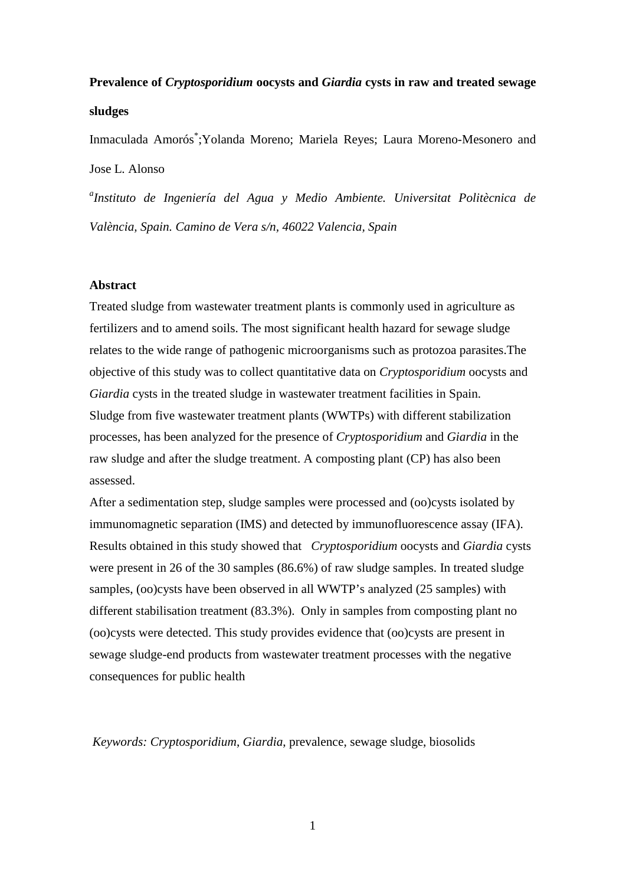**Prevalence of *Cryptosporidium* oocysts and *Giardia* cysts in raw and treated sewage sludges**

Inmaculada Amorós[*];Yolanda Moreno; Mariela Reyes; Laura Moreno-Mesonero and Jose L. Alonso

[a]*Instituto de Ingeniería del Agua y Medio Ambiente. Universitat Politècnica de València, Spain. Camino de Vera s/n, 46022 Valencia, Spain*

**Abstract**

Treated sludge from wastewater treatment plants is commonly used in agriculture as fertilizers and to amend soils. The most significant health hazard for sewage sludge relates to the wide range of pathogenic microorganisms such as protozoa parasites.The objective of this study was to collect quantitative data on *Cryptosporidium* oocysts and *Giardia* cysts in the treated sludge in wastewater treatment facilities in Spain. Sludge from five wastewater treatment plants (WWTPs) with different stabilization processes, has been analyzed for the presence of *Cryptosporidium* and *Giardia* in the raw sludge and after the sludge treatment. A composting plant (CP) has also been assessed.

After a sedimentation step, sludge samples were processed and (oo)cysts isolated by immunomagnetic separation (IMS) and detected by immunofluorescence assay (IFA). Results obtained in this study showed that *Cryptosporidium* oocysts and *Giardia* cysts were present in 26 of the 30 samples (86.6%) of raw sludge samples. In treated sludge samples, (oo)cysts have been observed in all WWTP's analyzed (25 samples) with different stabilisation treatment (83.3%). Only in samples from composting plant no (oo)cysts were detected. This study provides evidence that (oo)cysts are present in sewage sludge-end products from wastewater treatment processes with the negative consequences for public health

*Keywords: Cryptosporidium*, *Giardia*, prevalence, sewage sludge, biosolids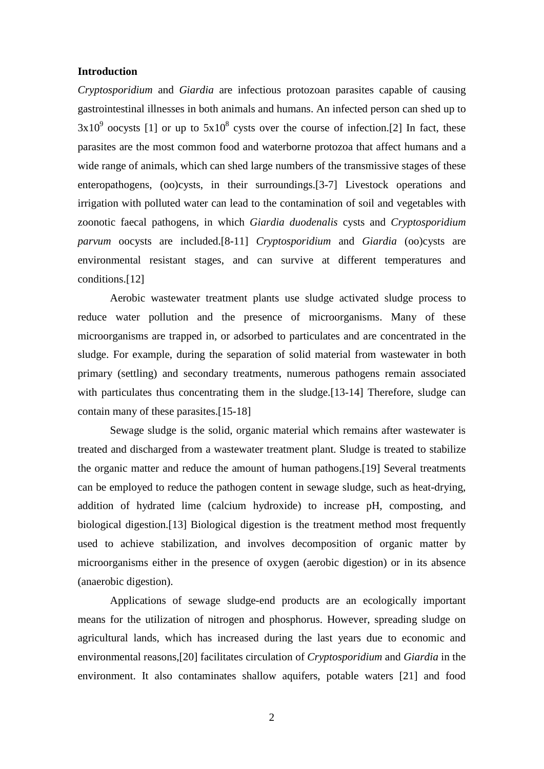## Introduction

*Cryptosporidium* and *Giardia* are infectious protozoan parasites capable of causing gastrointestinal illnesses in both animals and humans. An infected person can shed up to $3x10^9$ oocysts [1] or up to $5x10^8$ cysts over the course of infection.[2] In fact, these parasites are the most common food and waterborne protozoa that affect humans and a wide range of animals, which can shed large numbers of the transmissive stages of these enteropathogens, (oo)cysts, in their surroundings.[3-7] Livestock operations and irrigation with polluted water can lead to the contamination of soil and vegetables with zoonotic faecal pathogens, in which *Giardia duodenalis* cysts and *Cryptosporidium parvum* oocysts are included.[8-11] *Cryptosporidium* and *Giardia* (oo)cysts are environmental resistant stages, and can survive at different temperatures and conditions.[12]

Aerobic wastewater treatment plants use sludge activated sludge process to reduce water pollution and the presence of microorganisms. Many of these microorganisms are trapped in, or adsorbed to particulates and are concentrated in the sludge. For example, during the separation of solid material from wastewater in both primary (settling) and secondary treatments, numerous pathogens remain associated with particulates thus concentrating them in the sludge.[13-14] Therefore, sludge can contain many of these parasites.[15-18]

Sewage sludge is the solid, organic material which remains after wastewater is treated and discharged from a wastewater treatment plant. Sludge is treated to stabilize the organic matter and reduce the amount of human pathogens.[19] Several treatments can be employed to reduce the pathogen content in sewage sludge, such as heat-drying, addition of hydrated lime (calcium hydroxide) to increase pH, composting, and biological digestion.[13] Biological digestion is the treatment method most frequently used to achieve stabilization, and involves decomposition of organic matter by microorganisms either in the presence of oxygen (aerobic digestion) or in its absence (anaerobic digestion).

Applications of sewage sludge-end products are an ecologically important means for the utilization of nitrogen and phosphorus. However, spreading sludge on agricultural lands, which has increased during the last years due to economic and environmental reasons,[20] facilitates circulation of *Cryptosporidium* and *Giardia* in the environment. It also contaminates shallow aquifers, potable waters [21] and food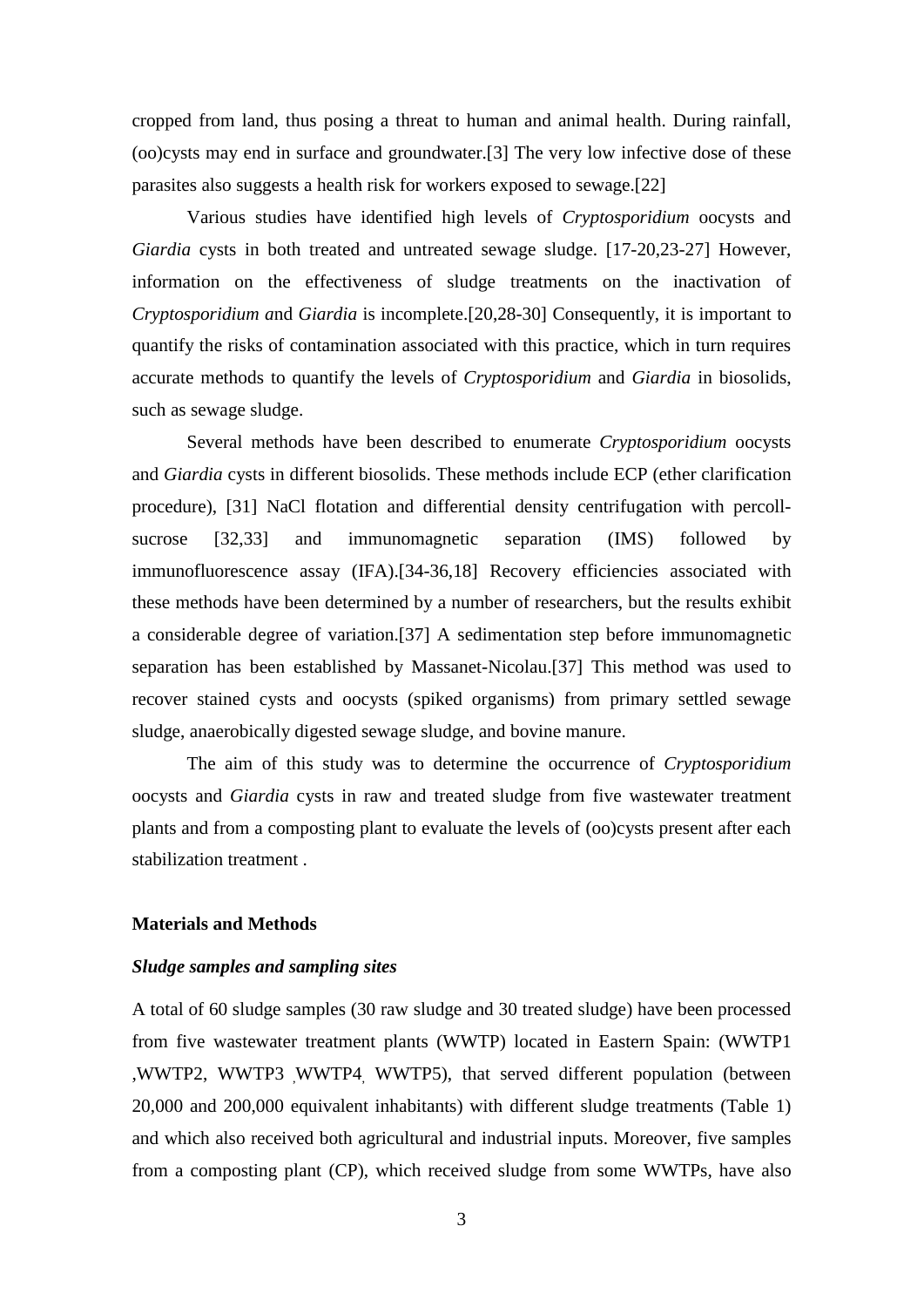cropped from land, thus posing a threat to human and animal health. During rainfall, (oo)cysts may end in surface and groundwater.[3] The very low infective dose of these parasites also suggests a health risk for workers exposed to sewage.[22]

Various studies have identified high levels of *Cryptosporidium* oocysts and *Giardia* cysts in both treated and untreated sewage sludge. [17-20,23-27] However, information on the effectiveness of sludge treatments on the inactivation of *Cryptosporidium a*nd *Giardia* is incomplete.[20,28-30] Consequently, it is important to quantify the risks of contamination associated with this practice, which in turn requires accurate methods to quantify the levels of *Cryptosporidium* and *Giardia* in biosolids, such as sewage sludge.

Several methods have been described to enumerate *Cryptosporidium* oocysts and *Giardia* cysts in different biosolids. These methods include ECP (ether clarification procedure), [31] NaCl flotation and differential density centrifugation with percoll-sucrose [32,33] and immunomagnetic separation (IMS) followed by immunofluorescence assay (IFA).[34-36,18] Recovery efficiencies associated with these methods have been determined by a number of researchers, but the results exhibit a considerable degree of variation.[37] A sedimentation step before immunomagnetic separation has been established by Massanet-Nicolau.[37] This method was used to recover stained cysts and oocysts (spiked organisms) from primary settled sewage sludge, anaerobically digested sewage sludge, and bovine manure.

The aim of this study was to determine the occurrence of *Cryptosporidium* oocysts and *Giardia* cysts in raw and treated sludge from five wastewater treatment plants and from a composting plant to evaluate the levels of (oo)cysts present after each stabilization treatment .

## Materials and Methods

### *Sludge samples and sampling sites*

A total of 60 sludge samples (30 raw sludge and 30 treated sludge) have been processed from five wastewater treatment plants (WWTP) located in Eastern Spain: (WWTP1 ,WWTP2, WWTP3 ,WWTP4, WWTP5), that served different population (between 20,000 and 200,000 equivalent inhabitants) with different sludge treatments (Table 1) and which also received both agricultural and industrial inputs. Moreover, five samples from a composting plant (CP), which received sludge from some WWTPs, have also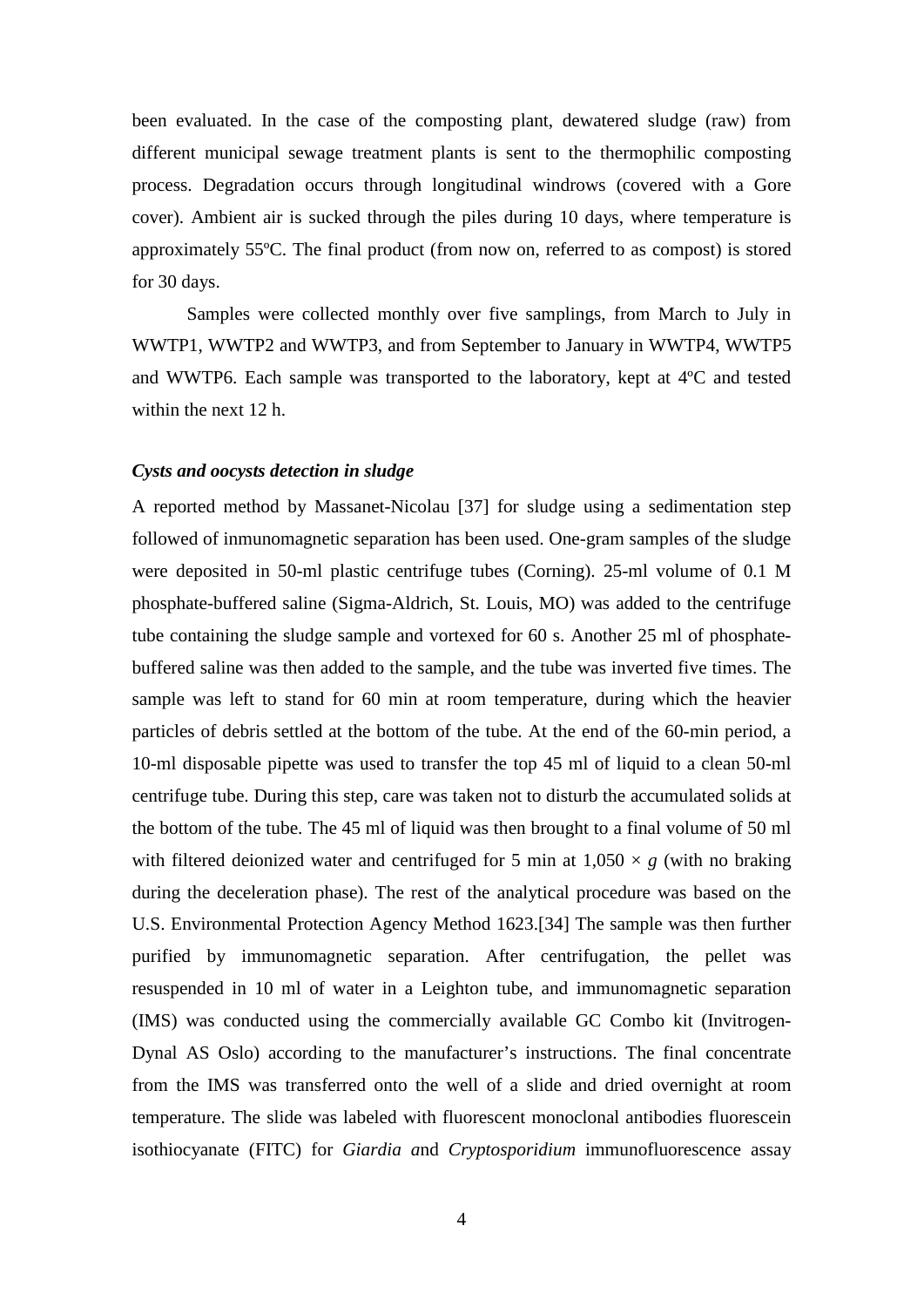been evaluated. In the case of the composting plant, dewatered sludge (raw) from different municipal sewage treatment plants is sent to the thermophilic composting process. Degradation occurs through longitudinal windrows (covered with a Gore cover). Ambient air is sucked through the piles during 10 days, where temperature is approximately 55ºC. The final product (from now on, referred to as compost) is stored for 30 days.

Samples were collected monthly over five samplings, from March to July in WWTP1, WWTP2 and WWTP3, and from September to January in WWTP4, WWTP5 and WWTP6. Each sample was transported to the laboratory, kept at 4ºC and tested within the next 12 h.

### *Cysts and oocysts detection in sludge*

A reported method by Massanet-Nicolau [37] for sludge using a sedimentation step followed of inmunomagnetic separation has been used. One-gram samples of the sludge were deposited in 50-ml plastic centrifuge tubes (Corning). 25-ml volume of 0.1 M phosphate-buffered saline (Sigma-Aldrich, St. Louis, MO) was added to the centrifuge tube containing the sludge sample and vortexed for 60 s. Another 25 ml of phosphate-buffered saline was then added to the sample, and the tube was inverted five times. The sample was left to stand for 60 min at room temperature, during which the heavier particles of debris settled at the bottom of the tube. At the end of the 60-min period, a 10-ml disposable pipette was used to transfer the top 45 ml of liquid to a clean 50-ml centrifuge tube. During this step, care was taken not to disturb the accumulated solids at the bottom of the tube. The 45 ml of liquid was then brought to a final volume of 50 ml with filtered deionized water and centrifuged for 5 min at 1,050 × *g* (with no braking during the deceleration phase). The rest of the analytical procedure was based on the U.S. Environmental Protection Agency Method 1623.[34] The sample was then further purified by immunomagnetic separation. After centrifugation, the pellet was resuspended in 10 ml of water in a Leighton tube, and immunomagnetic separation (IMS) was conducted using the commercially available GC Combo kit (Invitrogen-Dynal AS Oslo) according to the manufacturer's instructions. The final concentrate from the IMS was transferred onto the well of a slide and dried overnight at room temperature. The slide was labeled with fluorescent monoclonal antibodies fluorescein isothiocyanate (FITC) for *Giardia a*nd *Cryptosporidium* immunofluorescence assay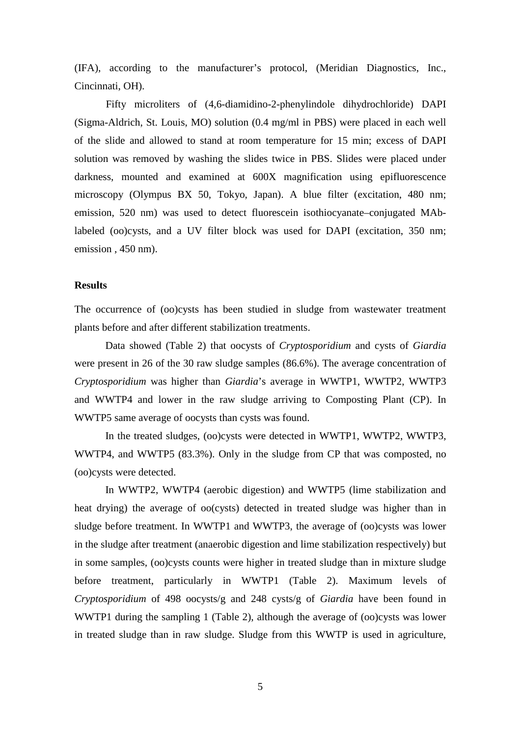(IFA), according to the manufacturer's protocol, (Meridian Diagnostics, Inc., Cincinnati, OH).

Fifty microliters of (4,6-diamidino-2-phenylindole dihydrochloride) DAPI (Sigma-Aldrich, St. Louis, MO) solution (0.4 mg/ml in PBS) were placed in each well of the slide and allowed to stand at room temperature for 15 min; excess of DAPI solution was removed by washing the slides twice in PBS. Slides were placed under darkness, mounted and examined at 600X magnification using epifluorescence microscopy (Olympus BX 50, Tokyo, Japan). A blue filter (excitation, 480 nm; emission, 520 nm) was used to detect fluorescein isothiocyanate–conjugated MAb-labeled (oo)cysts, and a UV filter block was used for DAPI (excitation, 350 nm; emission , 450 nm).

## Results

The occurrence of (oo)cysts has been studied in sludge from wastewater treatment plants before and after different stabilization treatments.

Data showed (Table 2) that oocysts of *Cryptosporidium* and cysts of *Giardia* were present in 26 of the 30 raw sludge samples (86.6%). The average concentration of *Cryptosporidium* was higher than *Giardia*'s average in WWTP1, WWTP2, WWTP3 and WWTP4 and lower in the raw sludge arriving to Composting Plant (CP). In WWTP5 same average of oocysts than cysts was found.

In the treated sludges, (oo)cysts were detected in WWTP1, WWTP2, WWTP3, WWTP4, and WWTP5 (83.3%). Only in the sludge from CP that was composted, no (oo)cysts were detected.

In WWTP2, WWTP4 (aerobic digestion) and WWTP5 (lime stabilization and heat drying) the average of oo(cysts) detected in treated sludge was higher than in sludge before treatment. In WWTP1 and WWTP3, the average of (oo)cysts was lower in the sludge after treatment (anaerobic digestion and lime stabilization respectively) but in some samples, (oo)cysts counts were higher in treated sludge than in mixture sludge before treatment, particularly in WWTP1 (Table 2). Maximum levels of *Cryptosporidium* of 498 oocysts/g and 248 cysts/g of *Giardia* have been found in WWTP1 during the sampling 1 (Table 2), although the average of (oo)cysts was lower in treated sludge than in raw sludge. Sludge from this WWTP is used in agriculture,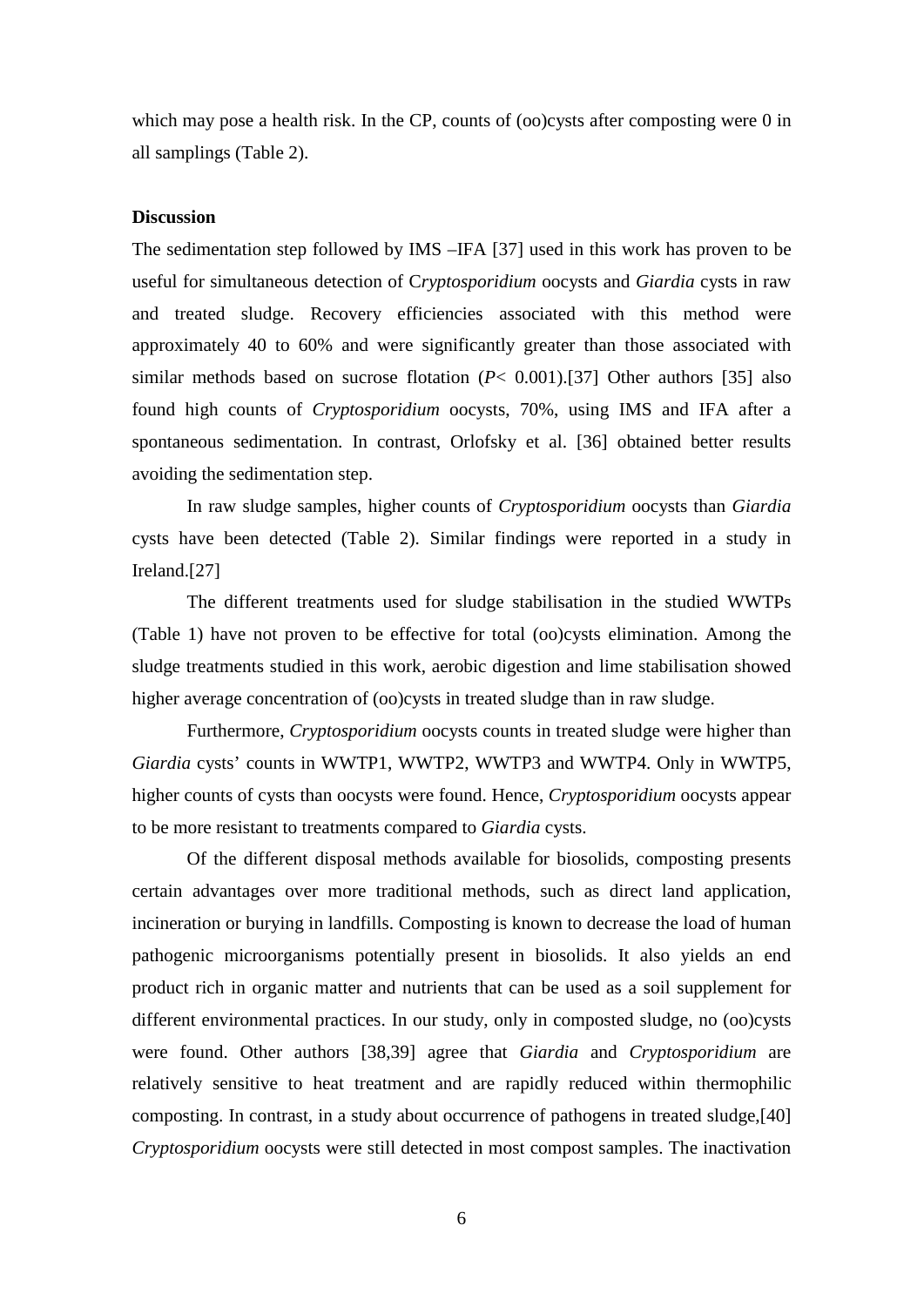which may pose a health risk. In the CP, counts of (oo)cysts after composting were 0 in all samplings (Table 2).

## Discussion

The sedimentation step followed by IMS –IFA [37] used in this work has proven to be useful for simultaneous detection of C*ryptosporidium* oocysts and *Giardia* cysts in raw and treated sludge. Recovery efficiencies associated with this method were approximately 40 to 60% and were significantly greater than those associated with similar methods based on sucrose flotation ($P< 0.001$).[37] Other authors [35] also found high counts of *Cryptosporidium* oocysts, 70%, using IMS and IFA after a spontaneous sedimentation. In contrast, Orlofsky et al. [36] obtained better results avoiding the sedimentation step.

In raw sludge samples, higher counts of *Cryptosporidium* oocysts than *Giardia* cysts have been detected (Table 2). Similar findings were reported in a study in Ireland.[27]

The different treatments used for sludge stabilisation in the studied WWTPs (Table 1) have not proven to be effective for total (oo)cysts elimination. Among the sludge treatments studied in this work, aerobic digestion and lime stabilisation showed higher average concentration of (oo)cysts in treated sludge than in raw sludge.

Furthermore, *Cryptosporidium* oocysts counts in treated sludge were higher than *Giardia* cysts' counts in WWTP1, WWTP2, WWTP3 and WWTP4. Only in WWTP5, higher counts of cysts than oocysts were found. Hence, *Cryptosporidium* oocysts appear to be more resistant to treatments compared to *Giardia* cysts.

Of the different disposal methods available for biosolids, composting presents certain advantages over more traditional methods, such as direct land application, incineration or burying in landfills. Composting is known to decrease the load of human pathogenic microorganisms potentially present in biosolids. It also yields an end product rich in organic matter and nutrients that can be used as a soil supplement for different environmental practices. In our study, only in composted sludge, no (oo)cysts were found. Other authors [38,39] agree that *Giardia* and *Cryptosporidium* are relatively sensitive to heat treatment and are rapidly reduced within thermophilic composting. In contrast, in a study about occurrence of pathogens in treated sludge,[40] *Cryptosporidium* oocysts were still detected in most compost samples. The inactivation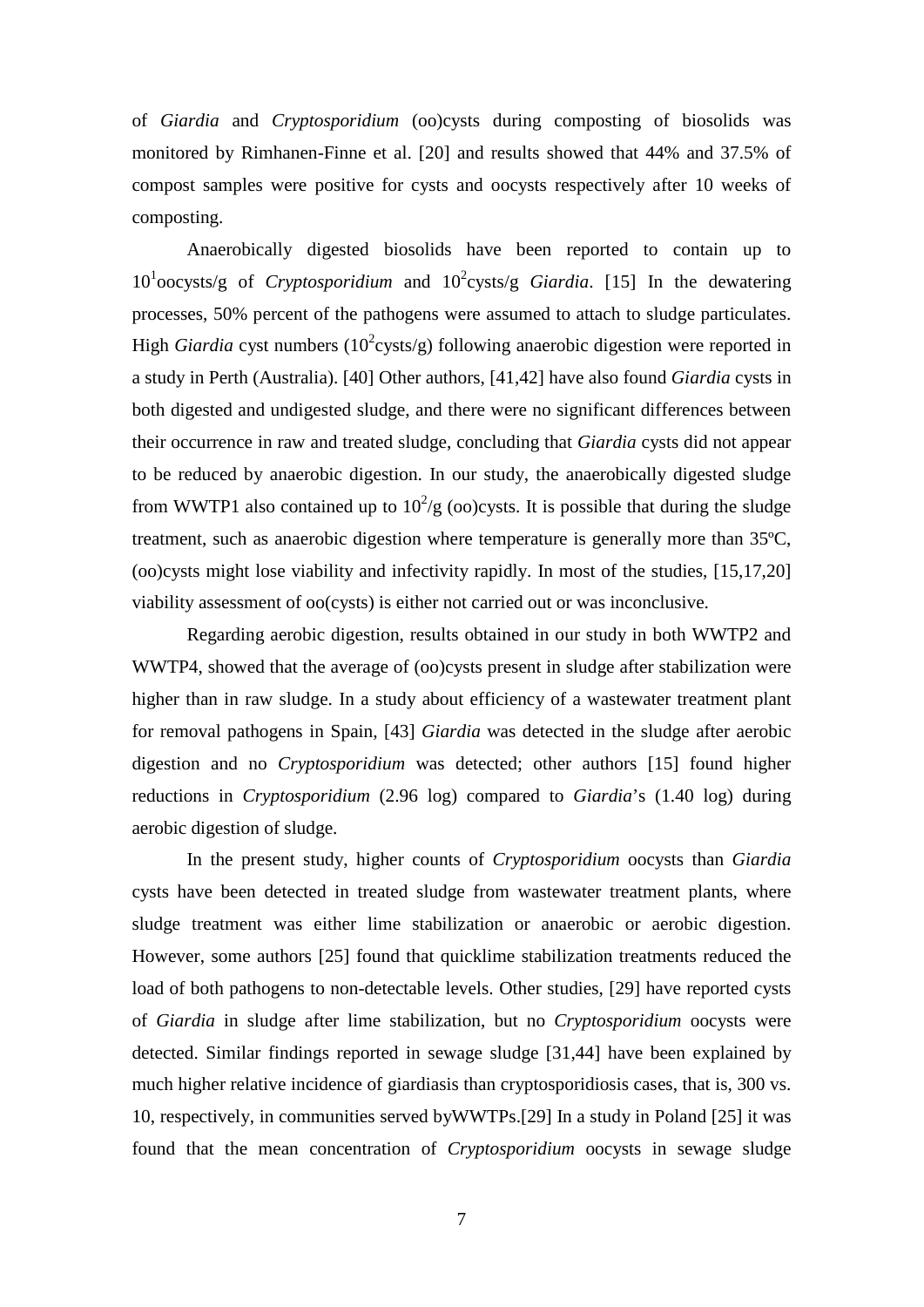of *Giardia* and *Cryptosporidium* (oo)cysts during composting of biosolids was monitored by Rimhanen-Finne et al. [20] and results showed that 44% and 37.5% of compost samples were positive for cysts and oocysts respectively after 10 weeks of composting.

Anaerobically digested biosolids have been reported to contain up to $10^1$oocysts/g of *Cryptosporidium* and $10^2$cysts/g *Giardia*. [15] In the dewatering processes, 50% percent of the pathogens were assumed to attach to sludge particulates. High *Giardia* cyst numbers ($10^2$cysts/g) following anaerobic digestion were reported in a study in Perth (Australia). [40] Other authors, [41,42] have also found *Giardia* cysts in both digested and undigested sludge, and there were no significant differences between their occurrence in raw and treated sludge, concluding that *Giardia* cysts did not appear to be reduced by anaerobic digestion. In our study, the anaerobically digested sludge from WWTP1 also contained up to $10^2$/g (oo)cysts. It is possible that during the sludge treatment, such as anaerobic digestion where temperature is generally more than 35ºC, (oo)cysts might lose viability and infectivity rapidly. In most of the studies, [15,17,20] viability assessment of oo(cysts) is either not carried out or was inconclusive.

Regarding aerobic digestion, results obtained in our study in both WWTP2 and WWTP4, showed that the average of (oo)cysts present in sludge after stabilization were higher than in raw sludge. In a study about efficiency of a wastewater treatment plant for removal pathogens in Spain, [43] *Giardia* was detected in the sludge after aerobic digestion and no *Cryptosporidium* was detected; other authors [15] found higher reductions in *Cryptosporidium* (2.96 log) compared to *Giardia*'s (1.40 log) during aerobic digestion of sludge.

In the present study, higher counts of *Cryptosporidium* oocysts than *Giardia* cysts have been detected in treated sludge from wastewater treatment plants, where sludge treatment was either lime stabilization or anaerobic or aerobic digestion. However, some authors [25] found that quicklime stabilization treatments reduced the load of both pathogens to non-detectable levels. Other studies, [29] have reported cysts of *Giardia* in sludge after lime stabilization, but no *Cryptosporidium* oocysts were detected. Similar findings reported in sewage sludge [31,44] have been explained by much higher relative incidence of giardiasis than cryptosporidiosis cases, that is, 300 vs. 10, respectively, in communities served byWWTPs.[29] In a study in Poland [25] it was found that the mean concentration of *Cryptosporidium* oocysts in sewage sludge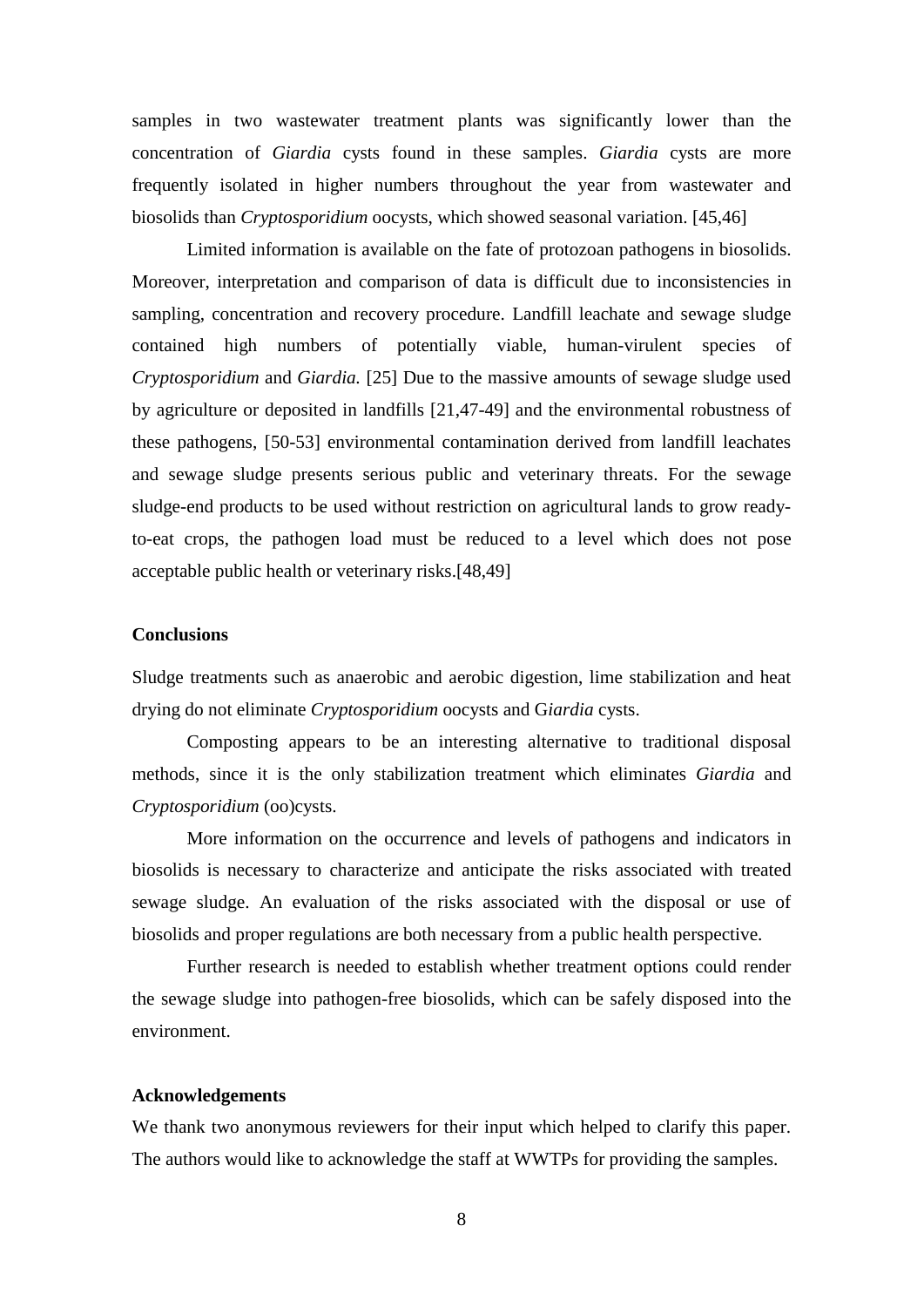samples in two wastewater treatment plants was significantly lower than the concentration of *Giardia* cysts found in these samples. *Giardia* cysts are more frequently isolated in higher numbers throughout the year from wastewater and biosolids than *Cryptosporidium* oocysts, which showed seasonal variation. [45,46]

Limited information is available on the fate of protozoan pathogens in biosolids. Moreover, interpretation and comparison of data is difficult due to inconsistencies in sampling, concentration and recovery procedure. Landfill leachate and sewage sludge contained high numbers of potentially viable, human-virulent species of *Cryptosporidium* and *Giardia.* [25] Due to the massive amounts of sewage sludge used by agriculture or deposited in landfills [21,47-49] and the environmental robustness of these pathogens, [50-53] environmental contamination derived from landfill leachates and sewage sludge presents serious public and veterinary threats. For the sewage sludge-end products to be used without restriction on agricultural lands to grow ready-to-eat crops, the pathogen load must be reduced to a level which does not pose acceptable public health or veterinary risks.[48,49]

## Conclusions

Sludge treatments such as anaerobic and aerobic digestion, lime stabilization and heat drying do not eliminate *Cryptosporidium* oocysts and G*iardia* cysts.

Composting appears to be an interesting alternative to traditional disposal methods, since it is the only stabilization treatment which eliminates *Giardia* and *Cryptosporidium* (oo)cysts.

More information on the occurrence and levels of pathogens and indicators in biosolids is necessary to characterize and anticipate the risks associated with treated sewage sludge. An evaluation of the risks associated with the disposal or use of biosolids and proper regulations are both necessary from a public health perspective.

Further research is needed to establish whether treatment options could render the sewage sludge into pathogen-free biosolids, which can be safely disposed into the environment.

## Acknowledgements

We thank two anonymous reviewers for their input which helped to clarify this paper. The authors would like to acknowledge the staff at WWTPs for providing the samples.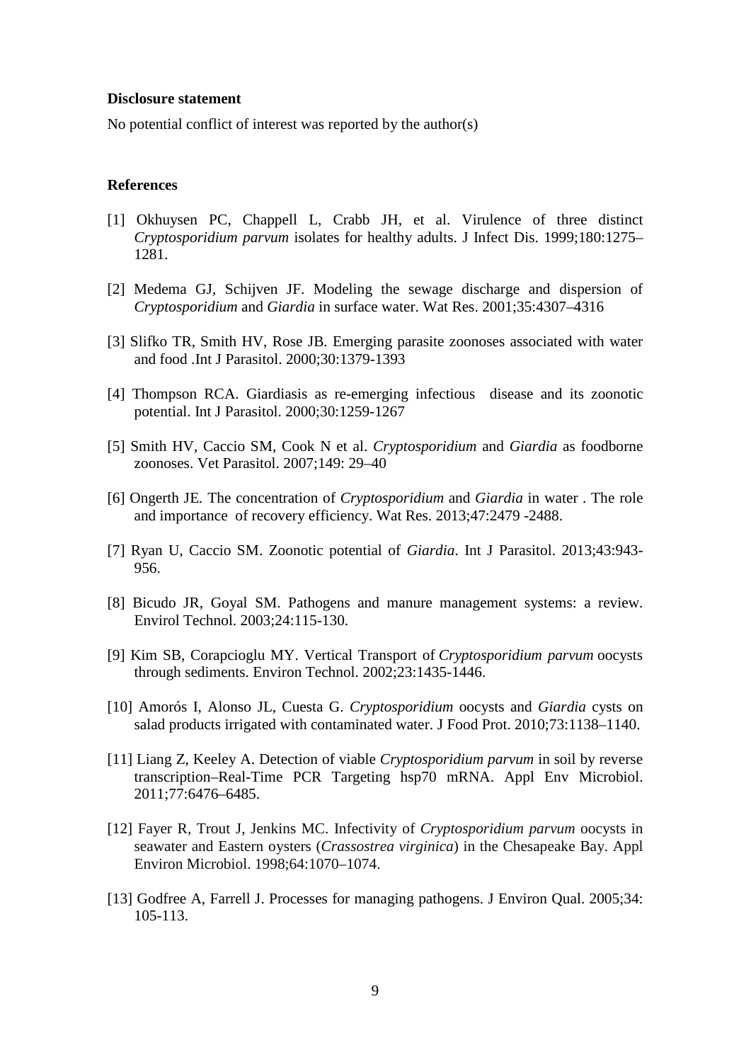**Disclosure statement**

No potential conflict of interest was reported by the author(s)

**References**

[1] Okhuysen PC, Chappell L, Crabb JH, et al. Virulence of three distinct *Cryptosporidium parvum* isolates for healthy adults. J Infect Dis. 1999;180:1275–1281.

[2] Medema GJ, Schijven JF. Modeling the sewage discharge and dispersion of *Cryptosporidium* and *Giardia* in surface water. Wat Res. 2001;35:4307–4316

[3] Slifko TR, Smith HV, Rose JB. Emerging parasite zoonoses associated with water and food .Int J Parasitol. 2000;30:1379-1393

[4] Thompson RCA. Giardiasis as re-emerging infectious disease and its zoonotic potential. Int J Parasitol. 2000;30:1259-1267

[5] Smith HV, Caccio SM, Cook N et al. *Cryptosporidium* and *Giardia* as foodborne zoonoses. Vet Parasitol. 2007;149: 29–40

[6] Ongerth JE. The concentration of *Cryptosporidium* and *Giardia* in water . The role and importance of recovery efficiency. Wat Res. 2013;47:2479 -2488.

[7] Ryan U, Caccio SM. Zoonotic potential of *Giardia*. Int J Parasitol. 2013;43:943-956.

[8] Bicudo JR, Goyal SM. Pathogens and manure management systems: a review. Envirol Technol. 2003;24:115-130.

[9] Kim SB, Corapcioglu MY. Vertical Transport of *Cryptosporidium parvum* oocysts through sediments. Environ Technol. 2002;23:1435-1446.

[10] Amorós I, Alonso JL, Cuesta G. *Cryptosporidium* oocysts and *Giardia* cysts on salad products irrigated with contaminated water. J Food Prot. 2010;73:1138–1140.

[11] Liang Z, Keeley A. Detection of viable *Cryptosporidium parvum* in soil by reverse transcription–Real-Time PCR Targeting hsp70 mRNA. Appl Env Microbiol. 2011;77:6476–6485.

[12] Fayer R, Trout J, Jenkins MC. Infectivity of *Cryptosporidium parvum* oocysts in seawater and Eastern oysters (*Crassostrea virginica*) in the Chesapeake Bay. Appl Environ Microbiol. 1998;64:1070–1074.

[13] Godfree A, Farrell J. Processes for managing pathogens. J Environ Qual. 2005;34: 105-113.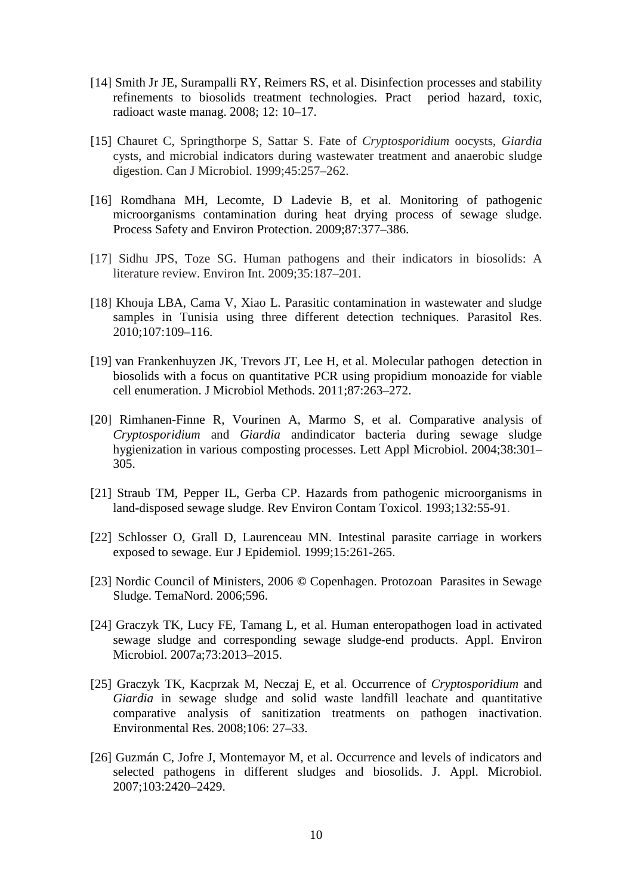[14] Smith Jr JE, Surampalli RY, Reimers RS, et al. Disinfection processes and stability refinements to biosolids treatment technologies. Pract period hazard, toxic, radioact waste manag. 2008; 12: 10–17.

[15] Chauret C, Springthorpe S, Sattar S. Fate of *Cryptosporidium* oocysts, *Giardia* cysts, and microbial indicators during wastewater treatment and anaerobic sludge digestion. Can J Microbiol. 1999;45:257–262.

[16] Romdhana MH, Lecomte, D Ladevie B, et al. Monitoring of pathogenic microorganisms contamination during heat drying process of sewage sludge. Process Safety and Environ Protection. 2009;87:377–386.

[17] Sidhu JPS, Toze SG. Human pathogens and their indicators in biosolids: A literature review. Environ Int. 2009;35:187–201.

[18] Khouja LBA, Cama V, Xiao L. Parasitic contamination in wastewater and sludge samples in Tunisia using three different detection techniques. Parasitol Res. 2010;107:109–116.

[19] van Frankenhuyzen JK, Trevors JT, Lee H, et al. Molecular pathogen detection in biosolids with a focus on quantitative PCR using propidium monoazide for viable cell enumeration. J Microbiol Methods. 2011;87:263–272.

[20] Rimhanen-Finne R, Vourinen A, Marmo S, et al. Comparative analysis of *Cryptosporidium* and *Giardia* andindicator bacteria during sewage sludge hygienization in various composting processes. Lett Appl Microbiol. 2004;38:301–305.

[21] Straub TM, Pepper IL, Gerba CP. Hazards from pathogenic microorganisms in land-disposed sewage sludge. Rev Environ Contam Toxicol. 1993;132:55-91.

[22] Schlosser O, Grall D, Laurenceau MN. Intestinal parasite carriage in workers exposed to sewage. Eur J Epidemiol. 1999;15:261-265.

[23] Nordic Council of Ministers, 2006 © Copenhagen. Protozoan Parasites in Sewage Sludge. TemaNord. 2006;596.

[24] Graczyk TK, Lucy FE, Tamang L, et al. Human enteropathogen load in activated sewage sludge and corresponding sewage sludge-end products. Appl. Environ Microbiol. 2007a;73:2013–2015.

[25] Graczyk TK, Kacprzak M, Neczaj E, et al. Occurrence of *Cryptosporidium* and *Giardia* in sewage sludge and solid waste landfill leachate and quantitative comparative analysis of sanitization treatments on pathogen inactivation. Environmental Res. 2008;106: 27–33.

[26] Guzmán C, Jofre J, Montemayor M, et al. Occurrence and levels of indicators and selected pathogens in different sludges and biosolids. J. Appl. Microbiol. 2007;103:2420–2429.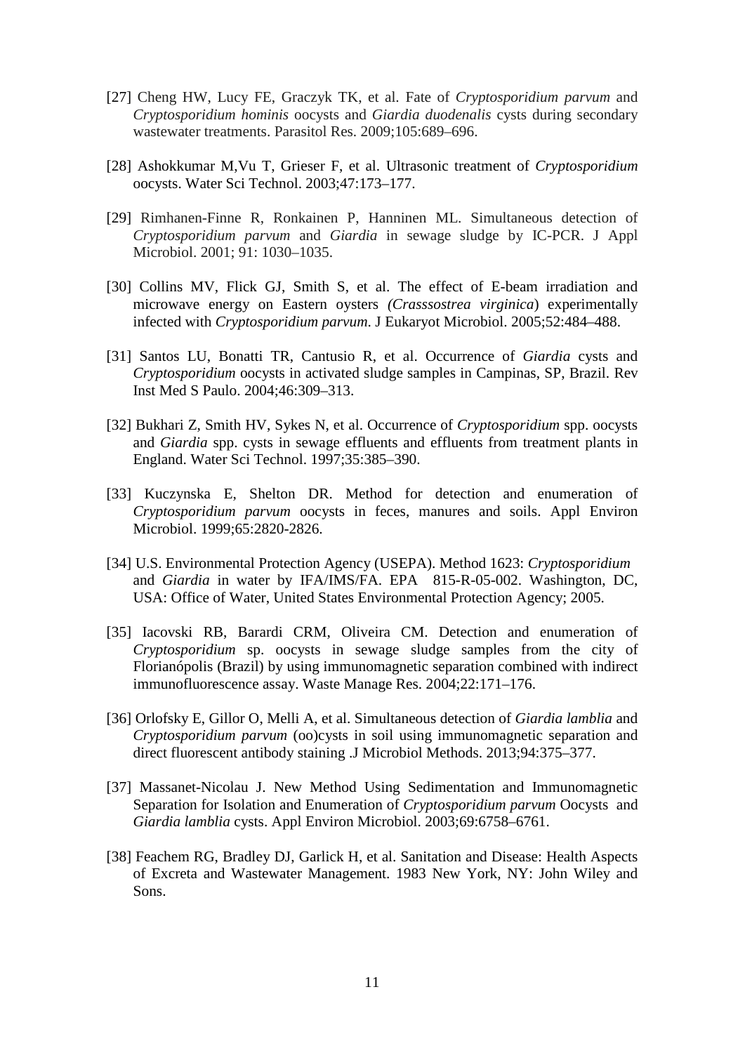[27] Cheng HW, Lucy FE, Graczyk TK, et al. Fate of *Cryptosporidium parvum* and *Cryptosporidium hominis* oocysts and *Giardia duodenalis* cysts during secondary wastewater treatments. Parasitol Res. 2009;105:689–696.

[28] Ashokkumar M,Vu T, Grieser F, et al. Ultrasonic treatment of *Cryptosporidium* oocysts. Water Sci Technol. 2003;47:173–177.

[29] Rimhanen-Finne R, Ronkainen P, Hanninen ML. Simultaneous detection of *Cryptosporidium parvum* and *Giardia* in sewage sludge by IC-PCR. J Appl Microbiol. 2001; 91: 1030–1035.

[30] Collins MV, Flick GJ, Smith S, et al. The effect of E-beam irradiation and microwave energy on Eastern oysters *(Crasssostrea virginica*) experimentally infected with *Cryptosporidium parvum*. J Eukaryot Microbiol. 2005;52:484–488.

[31] Santos LU, Bonatti TR, Cantusio R, et al. Occurrence of *Giardia* cysts and *Cryptosporidium* oocysts in activated sludge samples in Campinas, SP, Brazil. Rev Inst Med S Paulo. 2004;46:309–313.

[32] Bukhari Z, Smith HV, Sykes N, et al. Occurrence of *Cryptosporidium* spp. oocysts and *Giardia* spp. cysts in sewage effluents and effluents from treatment plants in England. Water Sci Technol. 1997;35:385–390.

[33] Kuczynska E, Shelton DR. Method for detection and enumeration of *Cryptosporidium parvum* oocysts in feces, manures and soils. Appl Environ Microbiol. 1999;65:2820-2826.

[34] U.S. Environmental Protection Agency (USEPA). Method 1623: *Cryptosporidium* and *Giardia* in water by IFA/IMS/FA. EPA 815-R-05-002. Washington, DC, USA: Office of Water, United States Environmental Protection Agency; 2005.

[35] Iacovski RB, Barardi CRM, Oliveira CM. Detection and enumeration of *Cryptosporidium* sp. oocysts in sewage sludge samples from the city of Florianópolis (Brazil) by using immunomagnetic separation combined with indirect immunofluorescence assay. Waste Manage Res. 2004;22:171–176.

[36] Orlofsky E, Gillor O, Melli A, et al. Simultaneous detection of *Giardia lamblia* and *Cryptosporidium parvum* (oo)cysts in soil using immunomagnetic separation and direct fluorescent antibody staining .J Microbiol Methods. 2013;94:375–377.

[37] Massanet-Nicolau J. New Method Using Sedimentation and Immunomagnetic Separation for Isolation and Enumeration of *Cryptosporidium parvum* Oocysts and *Giardia lamblia* cysts. Appl Environ Microbiol. 2003;69:6758–6761.

[38] Feachem RG, Bradley DJ, Garlick H, et al. Sanitation and Disease: Health Aspects of Excreta and Wastewater Management. 1983 New York, NY: John Wiley and Sons.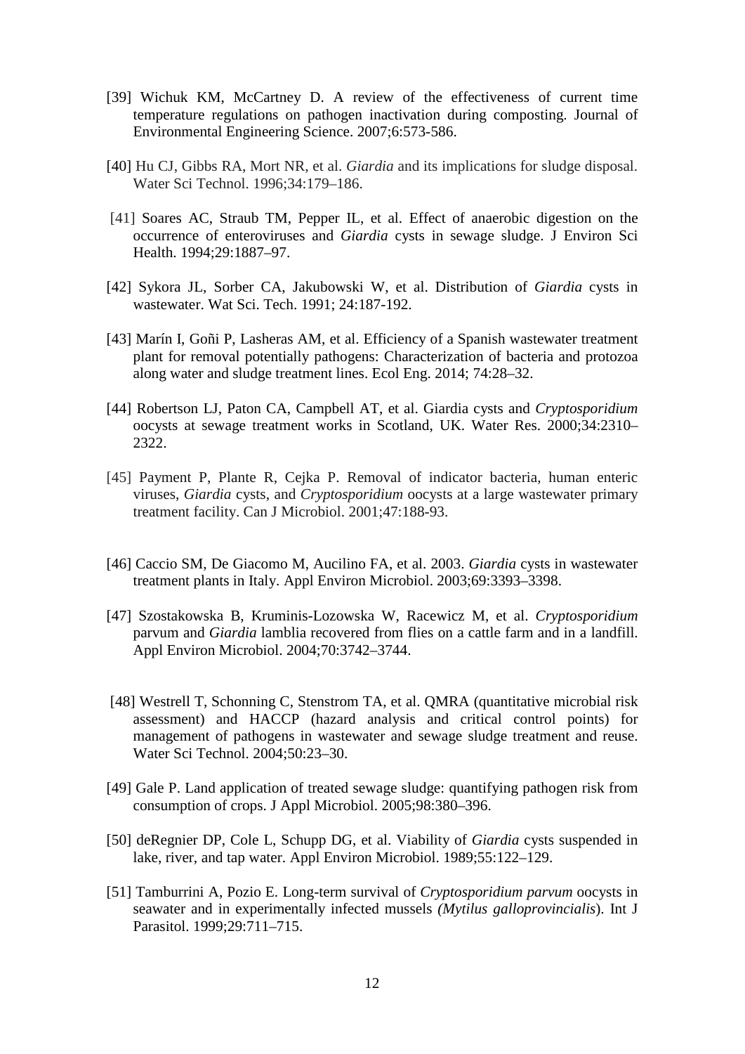[39] Wichuk KM, McCartney D. A review of the effectiveness of current time temperature regulations on pathogen inactivation during composting. Journal of Environmental Engineering Science. 2007;6:573-586.

[40] Hu CJ, Gibbs RA, Mort NR, et al. *Giardia* and its implications for sludge disposal. Water Sci Technol. 1996;34:179–186.

[41] Soares AC, Straub TM, Pepper IL, et al. Effect of anaerobic digestion on the occurrence of enteroviruses and *Giardia* cysts in sewage sludge. J Environ Sci Health. 1994;29:1887–97.

[42] Sykora JL, Sorber CA, Jakubowski W, et al. Distribution of *Giardia* cysts in wastewater. Wat Sci. Tech. 1991; 24:187-192.

[43] Marín I, Goñi P, Lasheras AM, et al. Efficiency of a Spanish wastewater treatment plant for removal potentially pathogens: Characterization of bacteria and protozoa along water and sludge treatment lines. Ecol Eng. 2014; 74:28–32.

[44] Robertson LJ, Paton CA, Campbell AT, et al. Giardia cysts and *Cryptosporidium* oocysts at sewage treatment works in Scotland, UK. Water Res. 2000;34:2310–2322.

[45] Payment P, Plante R, Cejka P. Removal of indicator bacteria, human enteric viruses, *Giardia* cysts, and *Cryptosporidium* oocysts at a large wastewater primary treatment facility. Can J Microbiol. 2001;47:188-93.

[46] Caccio SM, De Giacomo M, Aucilino FA, et al. 2003. *Giardia* cysts in wastewater treatment plants in Italy. Appl Environ Microbiol. 2003;69:3393–3398.

[47] Szostakowska B, Kruminis-Lozowska W, Racewicz M, et al. *Cryptosporidium* parvum and *Giardia* lamblia recovered from flies on a cattle farm and in a landfill. Appl Environ Microbiol. 2004;70:3742–3744.

[48] Westrell T, Schonning C, Stenstrom TA, et al. QMRA (quantitative microbial risk assessment) and HACCP (hazard analysis and critical control points) for management of pathogens in wastewater and sewage sludge treatment and reuse. Water Sci Technol. 2004;50:23–30.

[49] Gale P. Land application of treated sewage sludge: quantifying pathogen risk from consumption of crops. J Appl Microbiol. 2005;98:380–396.

[50] deRegnier DP, Cole L, Schupp DG, et al. Viability of *Giardia* cysts suspended in lake, river, and tap water. Appl Environ Microbiol. 1989;55:122–129.

[51] Tamburrini A, Pozio E. Long-term survival of *Cryptosporidium parvum* oocysts in seawater and in experimentally infected mussels *(Mytilus galloprovincialis*). Int J Parasitol. 1999;29:711–715.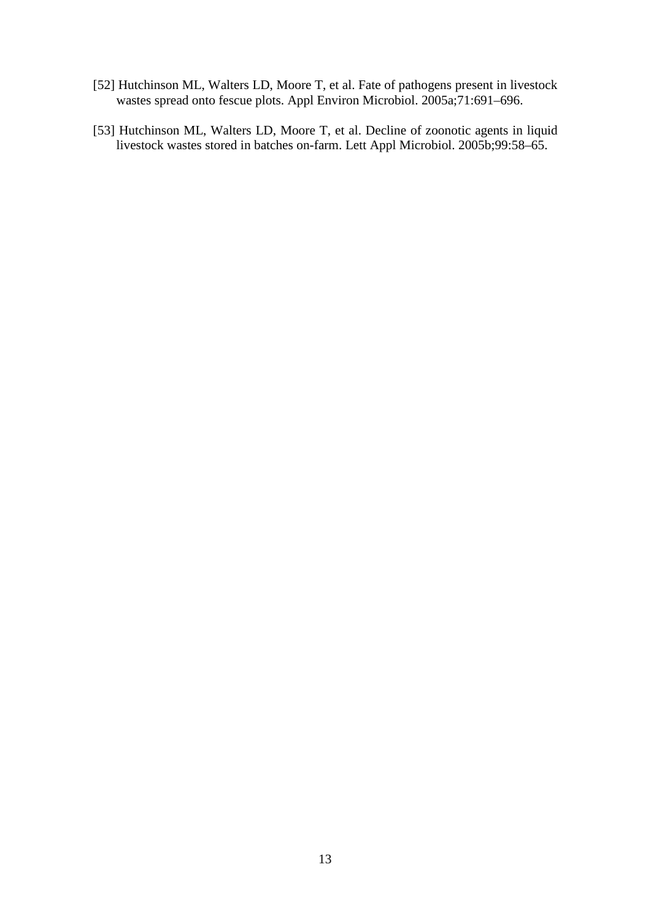[52] Hutchinson ML, Walters LD, Moore T, et al. Fate of pathogens present in livestock wastes spread onto fescue plots. Appl Environ Microbiol. 2005a;71:691–696.

[53] Hutchinson ML, Walters LD, Moore T, et al. Decline of zoonotic agents in liquid livestock wastes stored in batches on-farm. Lett Appl Microbiol. 2005b;99:58–65.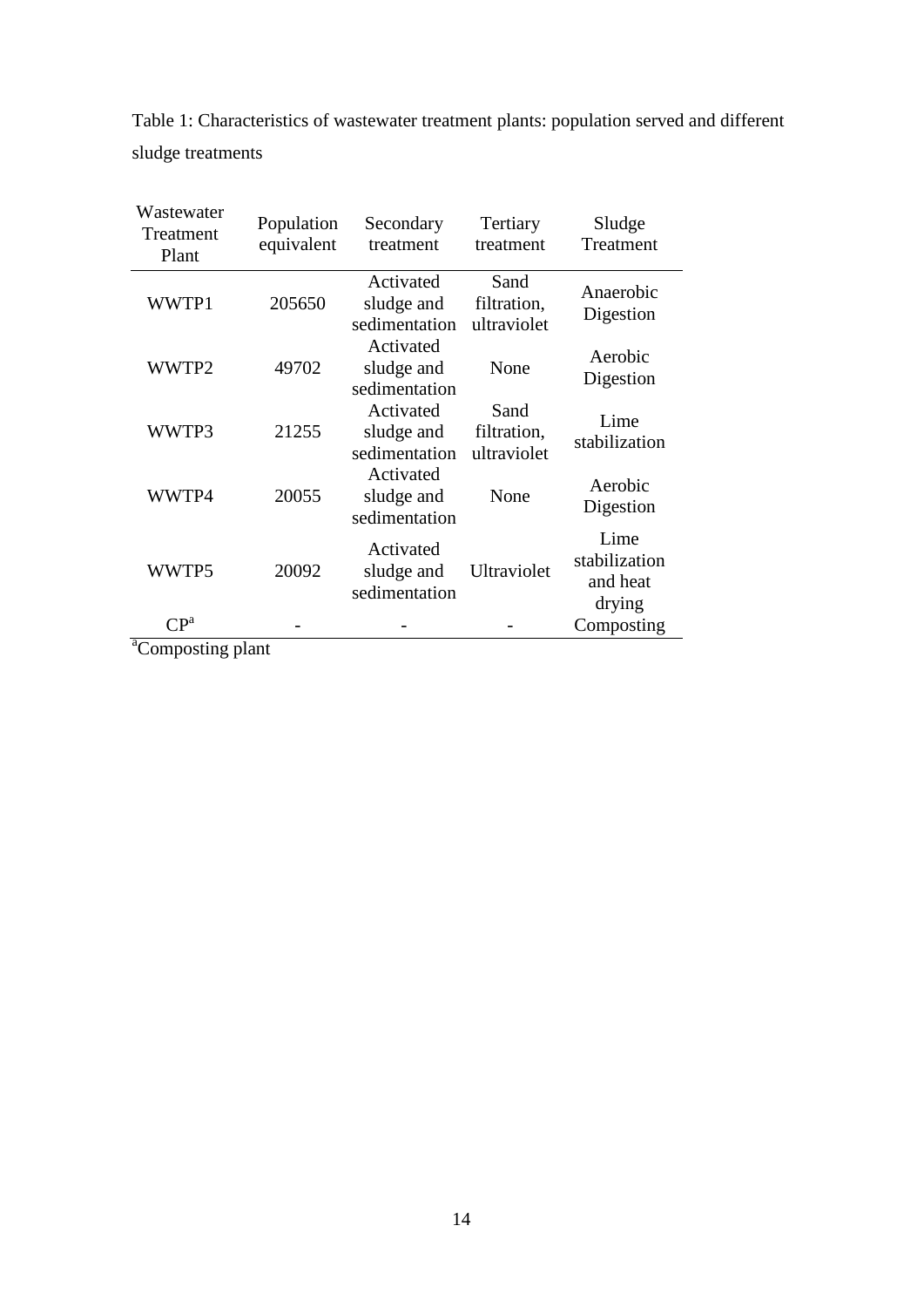Table 1: Characteristics of wastewater treatment plants: population served and different sludge treatments

| Wastewater Treatment Plant | Population equivalent | Secondary treatment | Tertiary treatment | Sludge Treatment |
|---|---|---|---|---|
| WWTP1 | 205650 | Activated sludge and sedimentation | Sand filtration, ultraviolet | Anaerobic Digestion |
| WWTP2 | 49702 | Activated sludge and sedimentation | None | Aerobic Digestion |
| WWTP3 | 21255 | Activated sludge and sedimentation | Sand filtration, ultraviolet | Lime stabilization |
| WWTP4 | 20055 | Activated sludge and sedimentation | None | Aerobic Digestion |
| WWTP5 | 20092 | Activated sludge and sedimentation | Ultraviolet | Lime stabilization and heat drying |
| CP[a] | - | - | - | Composting |

[a]Composting plant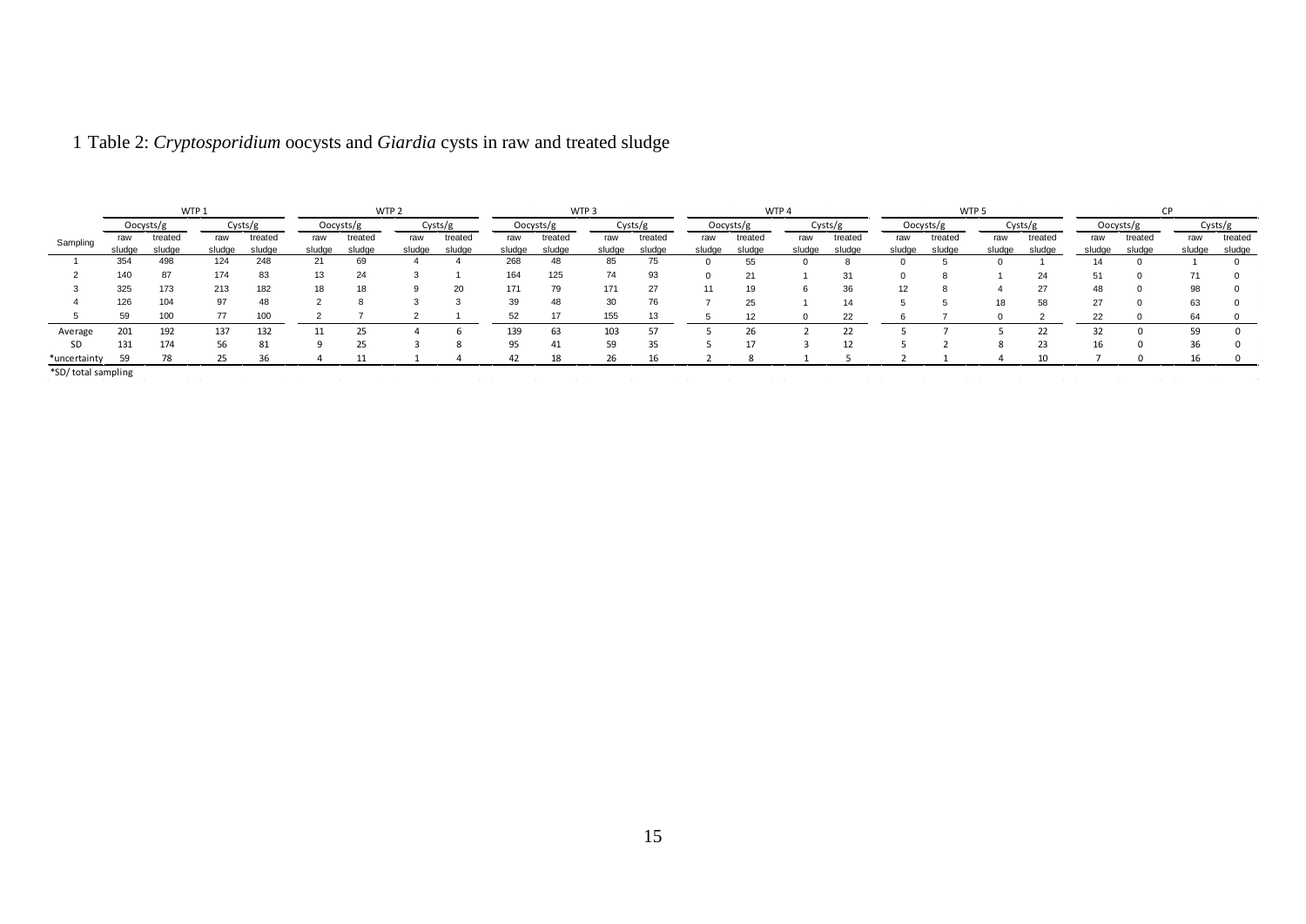1 Table 2: *Cryptosporidium* oocysts and *Giardia* cysts in raw and treated sludge

| Sampling | WTP 1 | | | | WTP 2 | | | | WTP 3 | | | | WTP 4 | | | | WTP 5 | | | | CP | | | |
|---|---|---|---|---|---|---|---|---|---|---|---|---|---|---|---|---|---|---|---|---|---|---|---|---|
| | Oocysts/g | | Cysts/g | | Oocysts/g | | Cysts/g | | Oocysts/g | | Cysts/g | | Oocysts/g | | Cysts/g | | Oocysts/g | | Cysts/g | | Oocysts/g | | Cysts/g | |
| | raw sludge | treated sludge | raw sludge | treated sludge | raw sludge | treated sludge | raw sludge | treated sludge | raw sludge | treated sludge | raw sludge | treated sludge | raw sludge | treated sludge | raw sludge | treated sludge | raw sludge | treated sludge | raw sludge | treated sludge | raw sludge | treated sludge | raw sludge | treated sludge |
| 1 | 354 | 498 | 124 | 248 | 21 | 69 | 4 | 4 | 268 | 48 | 85 | 75 | 0 | 55 | 0 | 8 | 0 | 5 | 0 | 1 | 14 | 0 | 1 | 0 |
| 2 | 140 | 87 | 174 | 83 | 13 | 24 | 3 | 1 | 164 | 125 | 74 | 93 | 0 | 21 | 1 | 31 | 0 | 8 | 1 | 24 | 51 | 0 | 71 | 0 |
| 3 | 325 | 173 | 213 | 182 | 18 | 18 | 9 | 20 | 171 | 79 | 171 | 27 | 11 | 19 | 6 | 36 | 12 | 8 | 4 | 27 | 48 | 0 | 98 | 0 |
| 4 | 126 | 104 | 97 | 48 | 2 | 8 | 3 | 3 | 39 | 48 | 30 | 76 | 7 | 25 | 1 | 14 | 5 | 5 | 18 | 58 | 27 | 0 | 63 | 0 |
| 5 | 59 | 100 | 77 | 100 | 2 | 7 | 2 | 1 | 52 | 17 | 155 | 13 | 5 | 12 | 0 | 22 | 6 | 7 | 0 | 2 | 22 | 0 | 64 | 0 |
| Average | 201 | 192 | 137 | 132 | 11 | 25 | 4 | 6 | 139 | 63 | 103 | 57 | 5 | 26 | 2 | 22 | 5 | 7 | 5 | 22 | 32 | 0 | 59 | 0 |
| SD | 131 | 174 | 56 | 81 | 9 | 25 | 3 | 8 | 95 | 41 | 59 | 35 | 5 | 17 | 3 | 12 | 5 | 2 | 8 | 23 | 16 | 0 | 36 | 0 |
| *uncertainty | 59 | 78 | 25 | 36 | 4 | 11 | 1 | 4 | 42 | 18 | 26 | 16 | 2 | 8 | 1 | 5 | 2 | 1 | 4 | 10 | 7 | 0 | 16 | 0 |

*SD/ total sampling